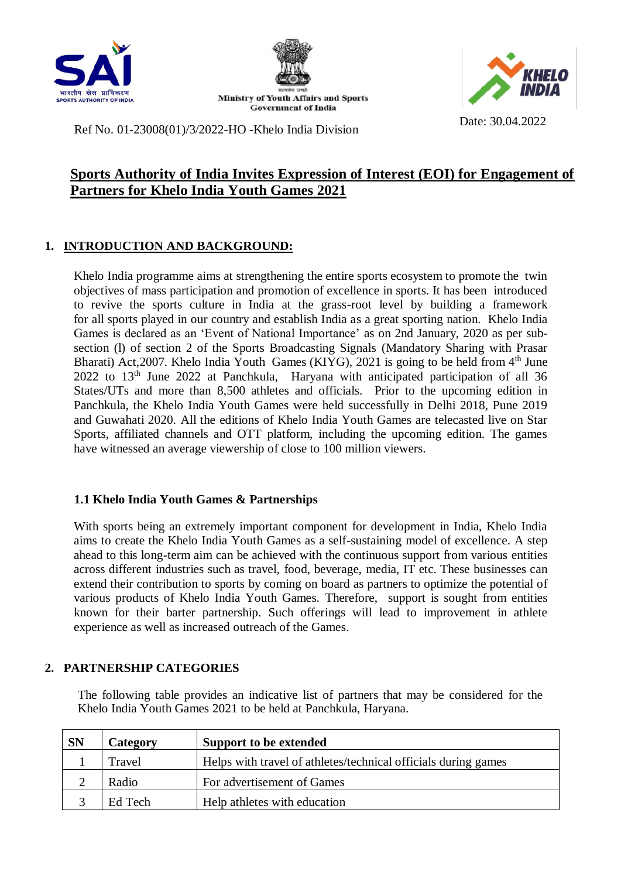Ministry of Youth Affairs and Sports
Government of India

Ref No. 01-23008(01)/3/2022-HO -Khelo India Division

Date: 30.04.2022

# Sports Authority of India Invites Expression of Interest (EOI) for Engagement of Partners for Khelo India Youth Games 2021

## 1. INTRODUCTION AND BACKGROUND:

Khelo India programme aims at strengthening the entire sports ecosystem to promote the twin objectives of mass participation and promotion of excellence in sports. It has been introduced to revive the sports culture in India at the grass-root level by building a framework for all sports played in our country and establish India as a great sporting nation. Khelo India Games is declared as an 'Event of National Importance' as on 2nd January, 2020 as per sub-section (l) of section 2 of the Sports Broadcasting Signals (Mandatory Sharing with Prasar Bharati) Act,2007. Khelo India Youth Games (KIYG), 2021 is going to be held from 4th June 2022 to 13th June 2022 at Panchkula, Haryana with anticipated participation of all 36 States/UTs and more than 8,500 athletes and officials. Prior to the upcoming edition in Panchkula, the Khelo India Youth Games were held successfully in Delhi 2018, Pune 2019 and Guwahati 2020. All the editions of Khelo India Youth Games are telecasted live on Star Sports, affiliated channels and OTT platform, including the upcoming edition. The games have witnessed an average viewership of close to 100 million viewers.

### 1.1 Khelo India Youth Games & Partnerships

With sports being an extremely important component for development in India, Khelo India aims to create the Khelo India Youth Games as a self-sustaining model of excellence. A step ahead to this long-term aim can be achieved with the continuous support from various entities across different industries such as travel, food, beverage, media, IT etc. These businesses can extend their contribution to sports by coming on board as partners to optimize the potential of various products of Khelo India Youth Games. Therefore, support is sought from entities known for their barter partnership. Such offerings will lead to improvement in athlete experience as well as increased outreach of the Games.

## 2. PARTNERSHIP CATEGORIES

The following table provides an indicative list of partners that may be considered for the Khelo India Youth Games 2021 to be held at Panchkula, Haryana.

| SN | Category | Support to be extended |
|---|---|---|
| 1 | Travel | Helps with travel of athletes/technical officials during games |
| 2 | Radio | For advertisement of Games |
| 3 | Ed Tech | Help athletes with education |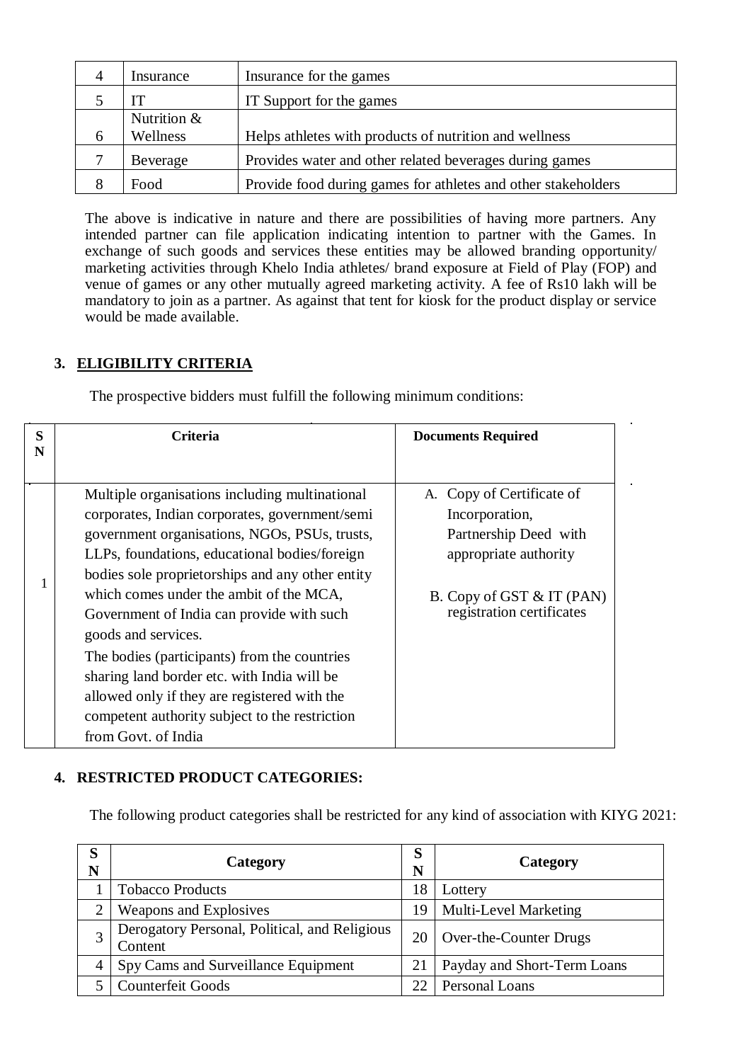| 4 | Insurance | Insurance for the games |
|---|---|---|
| 5 | IT | IT Support for the games |
| 6 | Nutrition & Wellness | Helps athletes with products of nutrition and wellness |
| 7 | Beverage | Provides water and other related beverages during games |
| 8 | Food | Provide food during games for athletes and other stakeholders |

The above is indicative in nature and there are possibilities of having more partners. Any intended partner can file application indicating intention to partner with the Games. In exchange of such goods and services these entities may be allowed branding opportunity/ marketing activities through Khelo India athletes/ brand exposure at Field of Play (FOP) and venue of games or any other mutually agreed marketing activity. A fee of Rs10 lakh will be mandatory to join as a partner. As against that tent for kiosk for the product display or service would be made available.

## 3. ELIGIBILITY CRITERIA

The prospective bidders must fulfill the following minimum conditions:

| SN | Criteria | Documents Required |
|---|---|---|
| 1 | Multiple organisations including multinational corporates, Indian corporates, government/semi government organisations, NGOs, PSUs, trusts, LLPs, foundations, educational bodies/foreign bodies sole proprietorships and any other entity which comes under the ambit of the MCA, Government of India can provide with such goods and services.<br>The bodies (participants) from the countries sharing land border etc. with India will be allowed only if they are registered with the competent authority subject to the restriction from Govt. of India | A. Copy of Certificate of Incorporation, Partnership Deed with appropriate authority<br>B. Copy of GST & IT (PAN) registration certificates |

## 4. RESTRICTED PRODUCT CATEGORIES:

The following product categories shall be restricted for any kind of association with KIYG 2021:

| SN | Category | SN | Category |
|---|---|---|---|
| 1 | Tobacco Products | 18 | Lottery |
| 2 | Weapons and Explosives | 19 | Multi-Level Marketing |
| 3 | Derogatory Personal, Political, and Religious Content | 20 | Over-the-Counter Drugs |
| 4 | Spy Cams and Surveillance Equipment | 21 | Payday and Short-Term Loans |
| 5 | Counterfeit Goods | 22 | Personal Loans |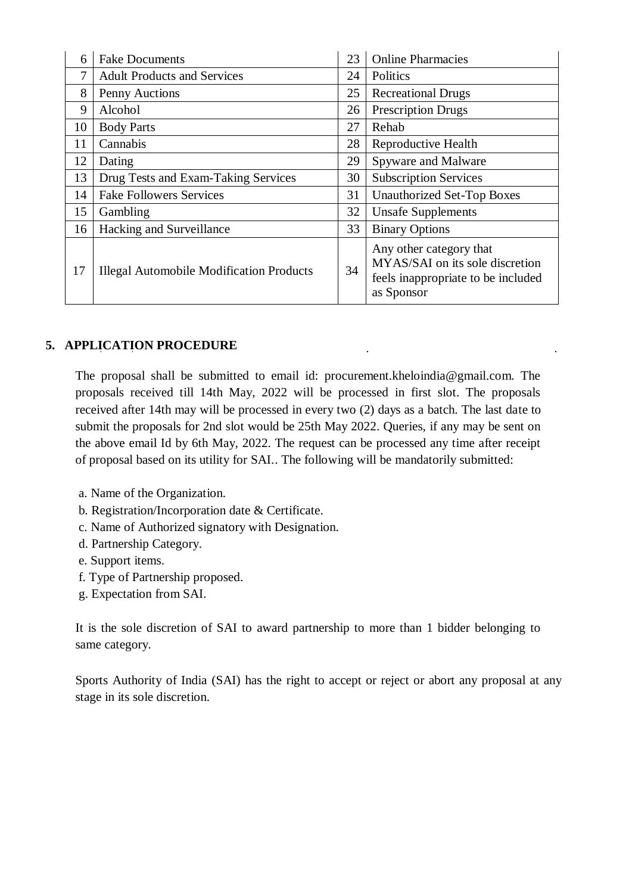| | | | |
|---|---|---|---|
| 6 | Fake Documents | 23 | Online Pharmacies |
| 7 | Adult Products and Services | 24 | Politics |
| 8 | Penny Auctions | 25 | Recreational Drugs |
| 9 | Alcohol | 26 | Prescription Drugs |
| 10 | Body Parts | 27 | Rehab |
| 11 | Cannabis | 28 | Reproductive Health |
| 12 | Dating | 29 | Spyware and Malware |
| 13 | Drug Tests and Exam-Taking Services | 30 | Subscription Services |
| 14 | Fake Followers Services | 31 | Unauthorized Set-Top Boxes |
| 15 | Gambling | 32 | Unsafe Supplements |
| 16 | Hacking and Surveillance | 33 | Binary Options |
| 17 | Illegal Automobile Modification Products | 34 | Any other category that MYAS/SAI on its sole discretion feels inappropriate to be included as Sponsor |

## 5. APPLICATION PROCEDURE

The proposal shall be submitted to email id: procurement.kheloindia@gmail.com. The proposals received till 14th May, 2022 will be processed in first slot. The proposals received after 14th may will be processed in every two (2) days as a batch. The last date to submit the proposals for 2nd slot would be 25th May 2022. Queries, if any may be sent on the above email Id by 6th May, 2022. The request can be processed any time after receipt of proposal based on its utility for SAI.. The following will be mandatorily submitted:

a. Name of the Organization.
b. Registration/Incorporation date & Certificate.
c. Name of Authorized signatory with Designation.
d. Partnership Category.
e. Support items.
f. Type of Partnership proposed.
g. Expectation from SAI.

It is the sole discretion of SAI to award partnership to more than 1 bidder belonging to same category.

Sports Authority of India (SAI) has the right to accept or reject or abort any proposal at any stage in its sole discretion.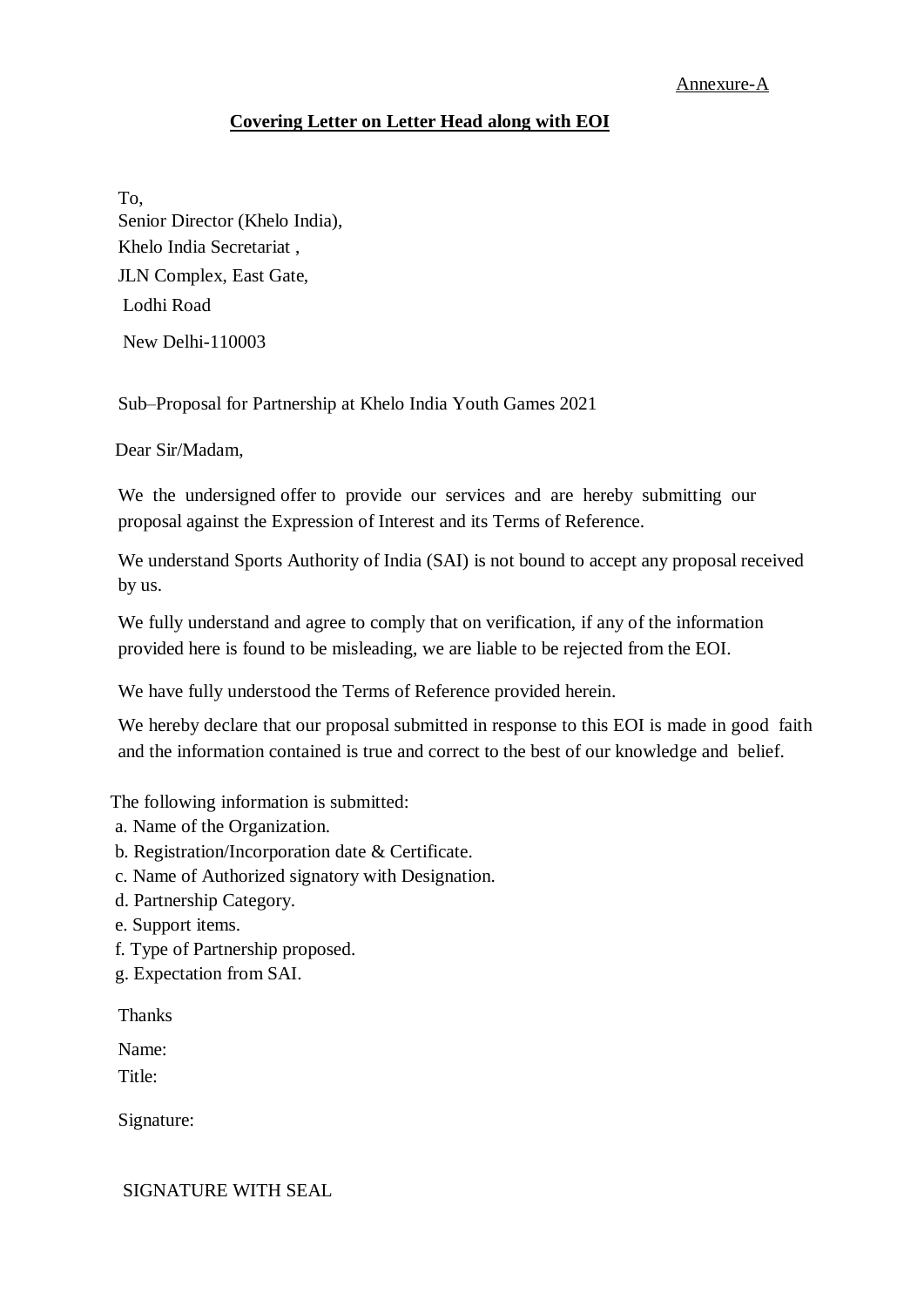Annexure-A

**Covering Letter on Letter Head along with EOI**

To,
Senior Director (Khelo India),
Khelo India Secretariat ,
JLN Complex, East Gate,
Lodhi Road
New Delhi-110003

Sub–Proposal for Partnership at Khelo India Youth Games 2021

Dear Sir/Madam,

We the undersigned offer to provide our services and are hereby submitting our proposal against the Expression of Interest and its Terms of Reference.

We understand Sports Authority of India (SAI) is not bound to accept any proposal received by us.

We fully understand and agree to comply that on verification, if any of the information provided here is found to be misleading, we are liable to be rejected from the EOI.

We have fully understood the Terms of Reference provided herein.

We hereby declare that our proposal submitted in response to this EOI is made in good faith and the information contained is true and correct to the best of our knowledge and belief.

The following information is submitted:

a. Name of the Organization.
b. Registration/Incorporation date & Certificate.
c. Name of Authorized signatory with Designation.
d. Partnership Category.
e. Support items.
f. Type of Partnership proposed.
g. Expectation from SAI.

Thanks

Name:
Title:

Signature:

SIGNATURE WITH SEAL